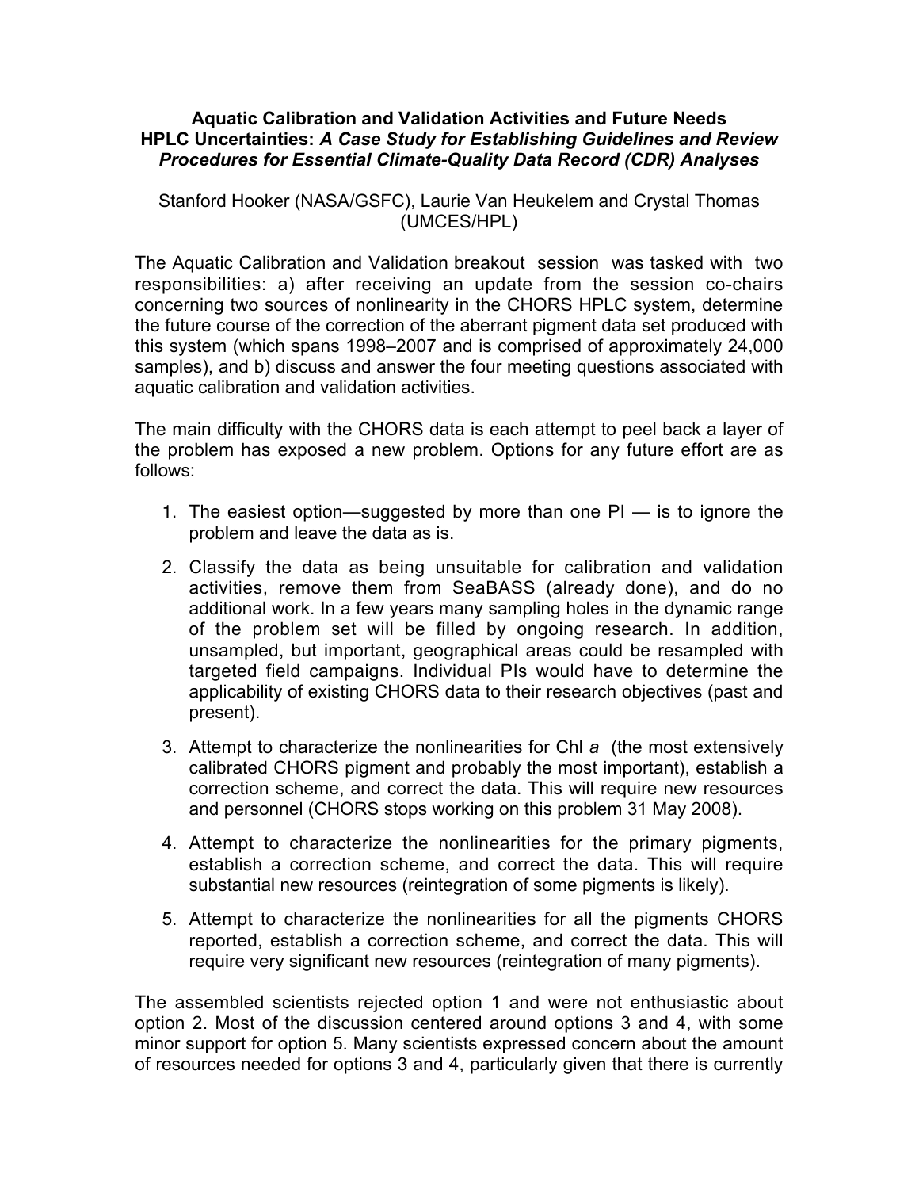**Aquatic Calibration and Validation Activities and Future Needs**
**HPLC Uncertainties:** ***A Case Study for Establishing Guidelines and Review Procedures for Essential Climate-Quality Data Record (CDR) Analyses***

Stanford Hooker (NASA/GSFC), Laurie Van Heukelem and Crystal Thomas (UMCES/HPL)

The Aquatic Calibration and Validation breakout session was tasked with two responsibilities: a) after receiving an update from the session co-chairs concerning two sources of nonlinearity in the CHORS HPLC system, determine the future course of the correction of the aberrant pigment data set produced with this system (which spans 1998–2007 and is comprised of approximately 24,000 samples), and b) discuss and answer the four meeting questions associated with aquatic calibration and validation activities.

The main difficulty with the CHORS data is each attempt to peel back a layer of the problem has exposed a new problem. Options for any future effort are as follows:

1. The easiest option—suggested by more than one PI — is to ignore the problem and leave the data as is.
2. Classify the data as being unsuitable for calibration and validation activities, remove them from SeaBASS (already done), and do no additional work. In a few years many sampling holes in the dynamic range of the problem set will be filled by ongoing research. In addition, unsampled, but important, geographical areas could be resampled with targeted field campaigns. Individual PIs would have to determine the applicability of existing CHORS data to their research objectives (past and present).
3. Attempt to characterize the nonlinearities for Chl *a* (the most extensively calibrated CHORS pigment and probably the most important), establish a correction scheme, and correct the data. This will require new resources and personnel (CHORS stops working on this problem 31 May 2008).
4. Attempt to characterize the nonlinearities for the primary pigments, establish a correction scheme, and correct the data. This will require substantial new resources (reintegration of some pigments is likely).
5. Attempt to characterize the nonlinearities for all the pigments CHORS reported, establish a correction scheme, and correct the data. This will require very significant new resources (reintegration of many pigments).

The assembled scientists rejected option 1 and were not enthusiastic about option 2. Most of the discussion centered around options 3 and 4, with some minor support for option 5. Many scientists expressed concern about the amount of resources needed for options 3 and 4, particularly given that there is currently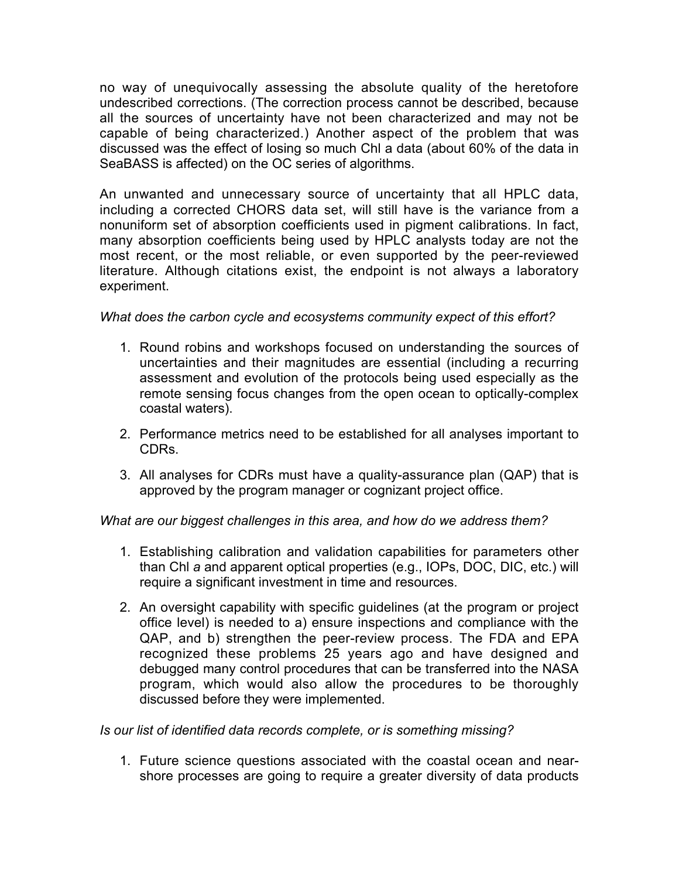no way of unequivocally assessing the absolute quality of the heretofore undescribed corrections. (The correction process cannot be described, because all the sources of uncertainty have not been characterized and may not be capable of being characterized.) Another aspect of the problem that was discussed was the effect of losing so much Chl a data (about 60% of the data in SeaBASS is affected) on the OC series of algorithms.

An unwanted and unnecessary source of uncertainty that all HPLC data, including a corrected CHORS data set, will still have is the variance from a nonuniform set of absorption coefficients used in pigment calibrations. In fact, many absorption coefficients being used by HPLC analysts today are not the most recent, or the most reliable, or even supported by the peer-reviewed literature. Although citations exist, the endpoint is not always a laboratory experiment.

*What does the carbon cycle and ecosystems community expect of this effort?*

1. Round robins and workshops focused on understanding the sources of uncertainties and their magnitudes are essential (including a recurring assessment and evolution of the protocols being used especially as the remote sensing focus changes from the open ocean to optically-complex coastal waters).

2. Performance metrics need to be established for all analyses important to CDRs.

3. All analyses for CDRs must have a quality-assurance plan (QAP) that is approved by the program manager or cognizant project office.

*What are our biggest challenges in this area, and how do we address them?*

1. Establishing calibration and validation capabilities for parameters other than Chl *a* and apparent optical properties (e.g., IOPs, DOC, DIC, etc.) will require a significant investment in time and resources.

2. An oversight capability with specific guidelines (at the program or project office level) is needed to a) ensure inspections and compliance with the QAP, and b) strengthen the peer-review process. The FDA and EPA recognized these problems 25 years ago and have designed and debugged many control procedures that can be transferred into the NASA program, which would also allow the procedures to be thoroughly discussed before they were implemented.

*Is our list of identified data records complete, or is something missing?*

1. Future science questions associated with the coastal ocean and near-shore processes are going to require a greater diversity of data products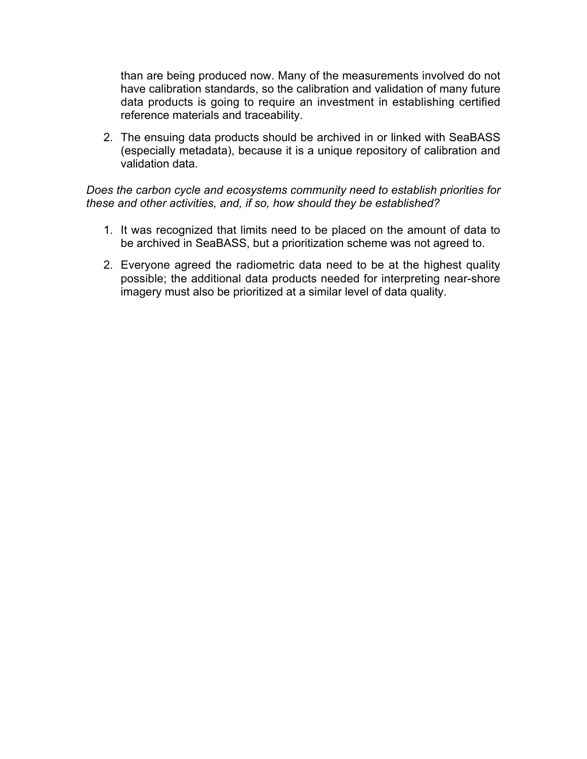than are being produced now. Many of the measurements involved do not have calibration standards, so the calibration and validation of many future data products is going to require an investment in establishing certified reference materials and traceability.

2. The ensuing data products should be archived in or linked with SeaBASS (especially metadata), because it is a unique repository of calibration and validation data.

*Does the carbon cycle and ecosystems community need to establish priorities for these and other activities, and, if so, how should they be established?*

1. It was recognized that limits need to be placed on the amount of data to be archived in SeaBASS, but a prioritization scheme was not agreed to.

2. Everyone agreed the radiometric data need to be at the highest quality possible; the additional data products needed for interpreting near-shore imagery must also be prioritized at a similar level of data quality.